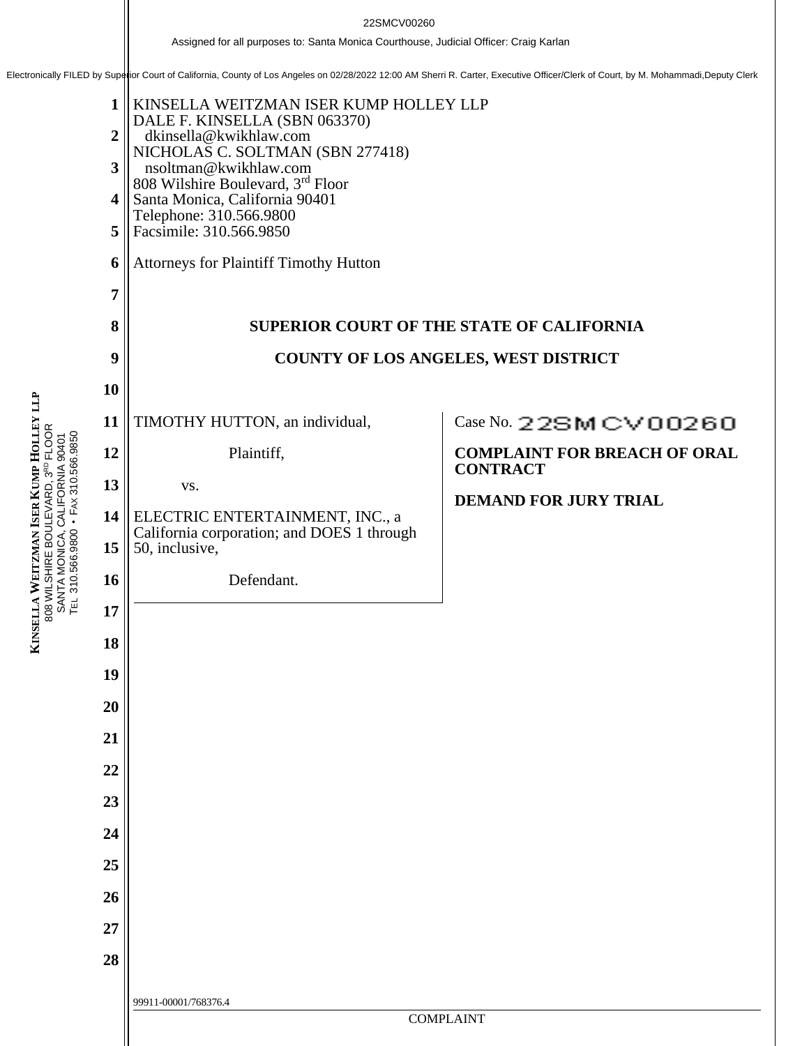22SMCV00260

Assigned for all purposes to: Santa Monica Courthouse, Judicial Officer: Craig Karlan

Electronically FILED by Superior Court of California, County of Los Angeles on 02/28/2022 12:00 AM Sherri R. Carter, Executive Officer/Clerk of Court, by M. Mohammadi,Deputy Clerk

KINSELLA WEITZMAN ISER KUMP HOLLEY LLP
DALE F. KINSELLA (SBN 063370)
dkinsella@kwikhlaw.com
NICHOLAS C. SOLTMAN (SBN 277418)
nsoltman@kwikhlaw.com
808 Wilshire Boulevard, 3rd Floor
Santa Monica, California 90401
Telephone: 310.566.9800
Facsimile: 310.566.9850

Attorneys for Plaintiff Timothy Hutton

**SUPERIOR COURT OF THE STATE OF CALIFORNIA**

**COUNTY OF LOS ANGELES, WEST DISTRICT**

TIMOTHY HUTTON, an individual,

Plaintiff,

vs.

ELECTRIC ENTERTAINMENT, INC., a California corporation; and DOES 1 through 50, inclusive,

Defendant.

Case No. 22SMCV00260

**COMPLAINT FOR BREACH OF ORAL CONTRACT**

**DEMAND FOR JURY TRIAL**

99911-00001/768376.4

COMPLAINT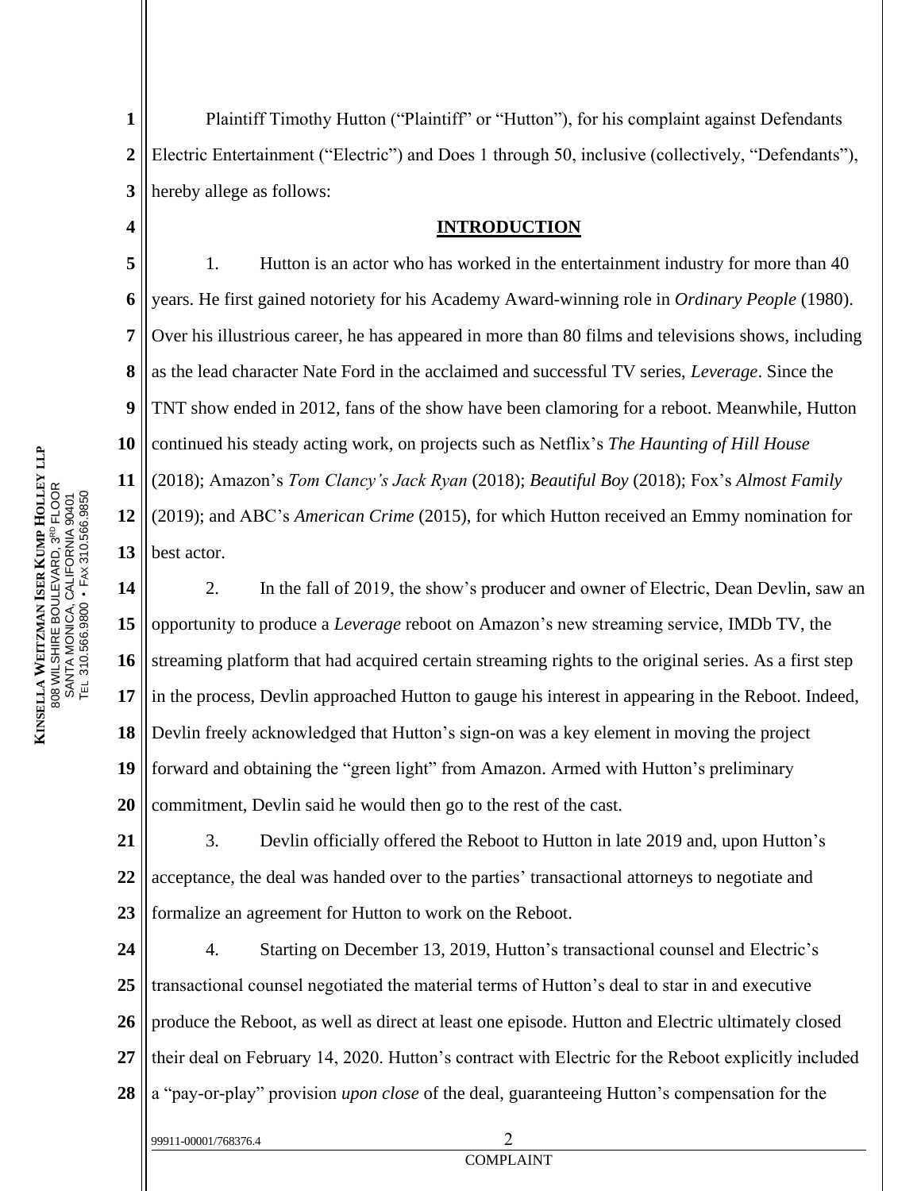Plaintiff Timothy Hutton ("Plaintiff" or "Hutton"), for his complaint against Defendants Electric Entertainment ("Electric") and Does 1 through 50, inclusive (collectively, "Defendants"), hereby allege as follows:

## INTRODUCTION

1. Hutton is an actor who has worked in the entertainment industry for more than 40 years. He first gained notoriety for his Academy Award-winning role in *Ordinary People* (1980). Over his illustrious career, he has appeared in more than 80 films and televisions shows, including as the lead character Nate Ford in the acclaimed and successful TV series, *Leverage*. Since the TNT show ended in 2012, fans of the show have been clamoring for a reboot. Meanwhile, Hutton continued his steady acting work, on projects such as Netflix's *The Haunting of Hill House* (2018); Amazon's *Tom Clancy's Jack Ryan* (2018); *Beautiful Boy* (2018); Fox's *Almost Family* (2019); and ABC's *American Crime* (2015), for which Hutton received an Emmy nomination for best actor.

2. In the fall of 2019, the show's producer and owner of Electric, Dean Devlin, saw an opportunity to produce a *Leverage* reboot on Amazon's new streaming service, IMDb TV, the streaming platform that had acquired certain streaming rights to the original series. As a first step in the process, Devlin approached Hutton to gauge his interest in appearing in the Reboot. Indeed, Devlin freely acknowledged that Hutton's sign-on was a key element in moving the project forward and obtaining the "green light" from Amazon. Armed with Hutton's preliminary commitment, Devlin said he would then go to the rest of the cast.

3. Devlin officially offered the Reboot to Hutton in late 2019 and, upon Hutton's acceptance, the deal was handed over to the parties' transactional attorneys to negotiate and formalize an agreement for Hutton to work on the Reboot.

4. Starting on December 13, 2019, Hutton's transactional counsel and Electric's transactional counsel negotiated the material terms of Hutton's deal to star in and executive produce the Reboot, as well as direct at least one episode. Hutton and Electric ultimately closed their deal on February 14, 2020. Hutton's contract with Electric for the Reboot explicitly included a "pay-or-play" provision *upon close* of the deal, guaranteeing Hutton's compensation for the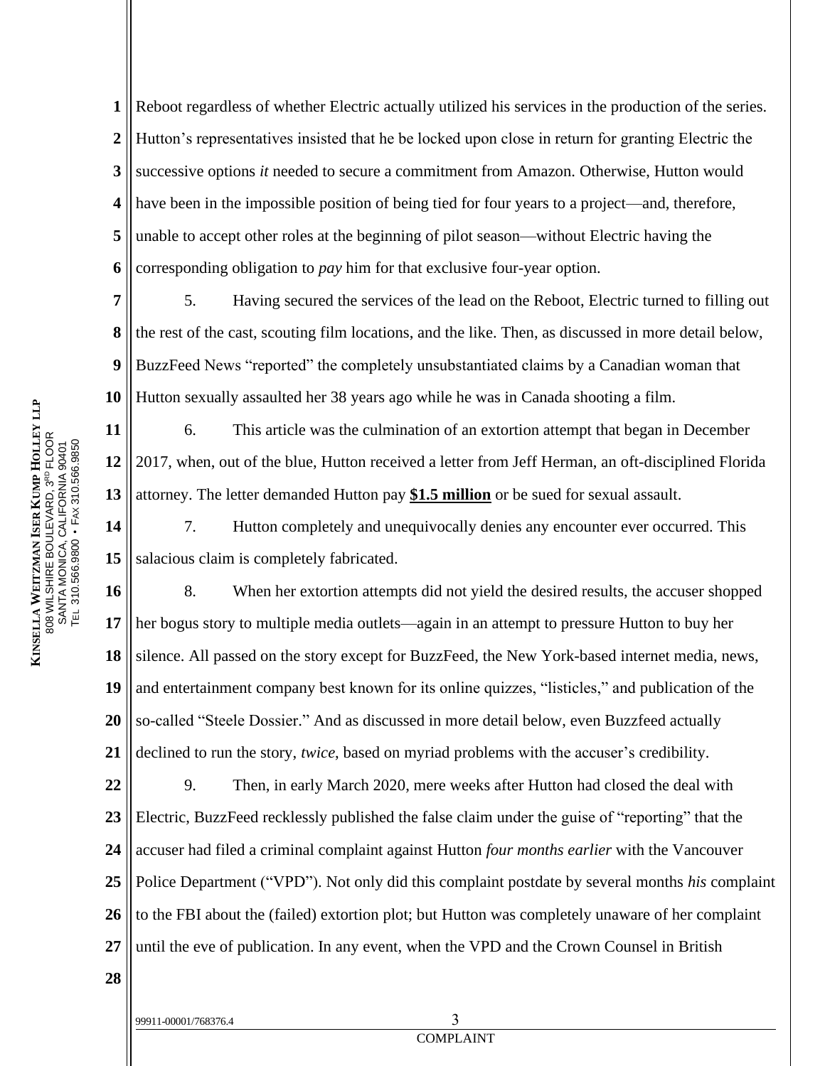Reboot regardless of whether Electric actually utilized his services in the production of the series. Hutton's representatives insisted that he be locked upon close in return for granting Electric the successive options *it* needed to secure a commitment from Amazon. Otherwise, Hutton would have been in the impossible position of being tied for four years to a project—and, therefore, unable to accept other roles at the beginning of pilot season—without Electric having the corresponding obligation to *pay* him for that exclusive four-year option.

5. Having secured the services of the lead on the Reboot, Electric turned to filling out the rest of the cast, scouting film locations, and the like. Then, as discussed in more detail below, BuzzFeed News "reported" the completely unsubstantiated claims by a Canadian woman that Hutton sexually assaulted her 38 years ago while he was in Canada shooting a film.

6. This article was the culmination of an extortion attempt that began in December 2017, when, out of the blue, Hutton received a letter from Jeff Herman, an oft-disciplined Florida attorney. The letter demanded Hutton pay **$1.5 million** or be sued for sexual assault.

7. Hutton completely and unequivocally denies any encounter ever occurred. This salacious claim is completely fabricated.

8. When her extortion attempts did not yield the desired results, the accuser shopped her bogus story to multiple media outlets—again in an attempt to pressure Hutton to buy her silence. All passed on the story except for BuzzFeed, the New York-based internet media, news, and entertainment company best known for its online quizzes, "listicles," and publication of the so-called "Steele Dossier." And as discussed in more detail below, even Buzzfeed actually declined to run the story, *twice*, based on myriad problems with the accuser's credibility.

9. Then, in early March 2020, mere weeks after Hutton had closed the deal with Electric, BuzzFeed recklessly published the false claim under the guise of "reporting" that the accuser had filed a criminal complaint against Hutton *four months earlier* with the Vancouver Police Department ("VPD"). Not only did this complaint postdate by several months *his* complaint to the FBI about the (failed) extortion plot; but Hutton was completely unaware of her complaint until the eve of publication. In any event, when the VPD and the Crown Counsel in British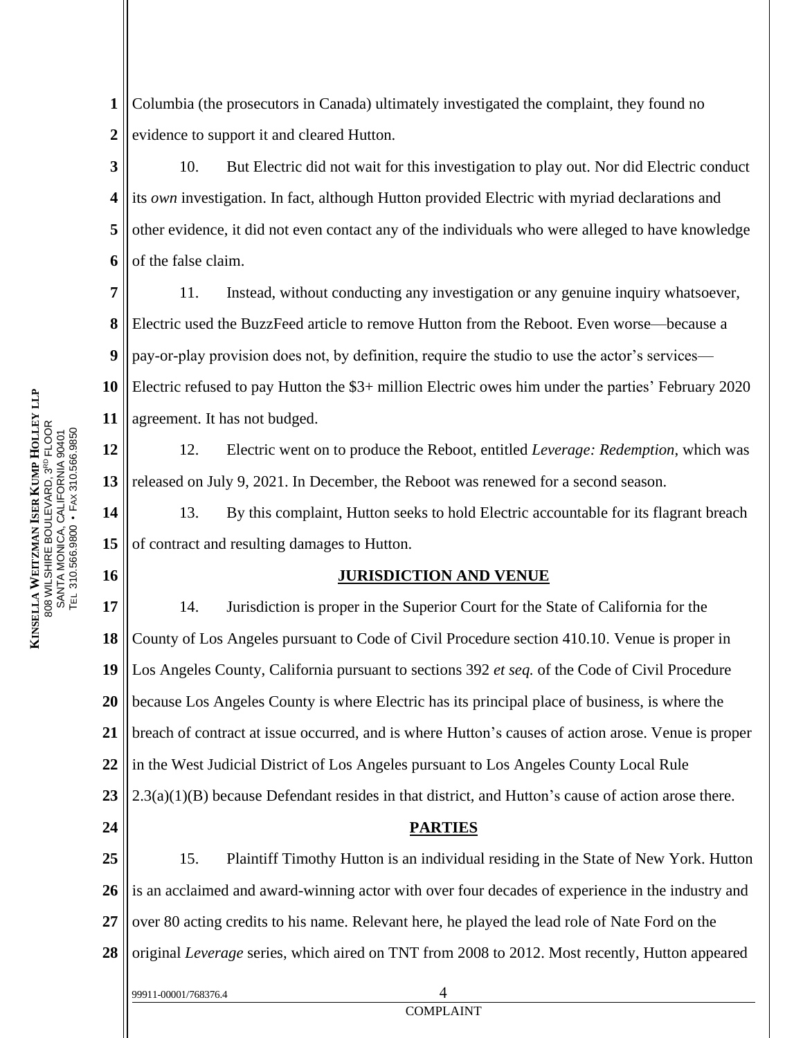Columbia (the prosecutors in Canada) ultimately investigated the complaint, they found no evidence to support it and cleared Hutton.

10. But Electric did not wait for this investigation to play out. Nor did Electric conduct its *own* investigation. In fact, although Hutton provided Electric with myriad declarations and other evidence, it did not even contact any of the individuals who were alleged to have knowledge of the false claim.

11. Instead, without conducting any investigation or any genuine inquiry whatsoever, Electric used the BuzzFeed article to remove Hutton from the Reboot. Even worse—because a pay-or-play provision does not, by definition, require the studio to use the actor's services—Electric refused to pay Hutton the $3+ million Electric owes him under the parties' February 2020 agreement. It has not budged.

12. Electric went on to produce the Reboot, entitled *Leverage: Redemption*, which was released on July 9, 2021. In December, the Reboot was renewed for a second season.

13. By this complaint, Hutton seeks to hold Electric accountable for its flagrant breach of contract and resulting damages to Hutton.

## JURISDICTION AND VENUE

14. Jurisdiction is proper in the Superior Court for the State of California for the County of Los Angeles pursuant to Code of Civil Procedure section 410.10. Venue is proper in Los Angeles County, California pursuant to sections 392 *et seq.* of the Code of Civil Procedure because Los Angeles County is where Electric has its principal place of business, is where the breach of contract at issue occurred, and is where Hutton's causes of action arose. Venue is proper in the West Judicial District of Los Angeles pursuant to Los Angeles County Local Rule 2.3(a)(1)(B) because Defendant resides in that district, and Hutton's cause of action arose there.

## PARTIES

15. Plaintiff Timothy Hutton is an individual residing in the State of New York. Hutton is an acclaimed and award-winning actor with over four decades of experience in the industry and over 80 acting credits to his name. Relevant here, he played the lead role of Nate Ford on the original *Leverage* series, which aired on TNT from 2008 to 2012. Most recently, Hutton appeared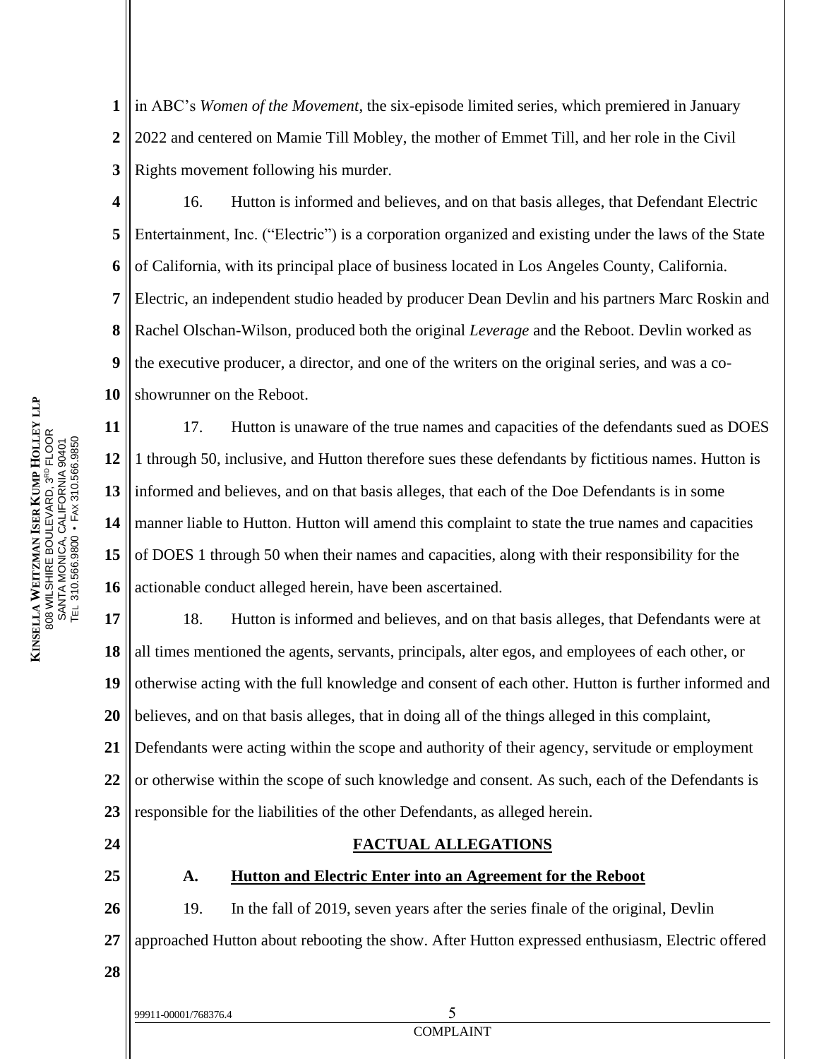in ABC's *Women of the Movement*, the six-episode limited series, which premiered in January 2022 and centered on Mamie Till Mobley, the mother of Emmet Till, and her role in the Civil Rights movement following his murder.

16. Hutton is informed and believes, and on that basis alleges, that Defendant Electric Entertainment, Inc. ("Electric") is a corporation organized and existing under the laws of the State of California, with its principal place of business located in Los Angeles County, California. Electric, an independent studio headed by producer Dean Devlin and his partners Marc Roskin and Rachel Olschan-Wilson, produced both the original *Leverage* and the Reboot. Devlin worked as the executive producer, a director, and one of the writers on the original series, and was a co-showrunner on the Reboot.

17. Hutton is unaware of the true names and capacities of the defendants sued as DOES 1 through 50, inclusive, and Hutton therefore sues these defendants by fictitious names. Hutton is informed and believes, and on that basis alleges, that each of the Doe Defendants is in some manner liable to Hutton. Hutton will amend this complaint to state the true names and capacities of DOES 1 through 50 when their names and capacities, along with their responsibility for the actionable conduct alleged herein, have been ascertained.

18. Hutton is informed and believes, and on that basis alleges, that Defendants were at all times mentioned the agents, servants, principals, alter egos, and employees of each other, or otherwise acting with the full knowledge and consent of each other. Hutton is further informed and believes, and on that basis alleges, that in doing all of the things alleged in this complaint, Defendants were acting within the scope and authority of their agency, servitude or employment or otherwise within the scope of such knowledge and consent. As such, each of the Defendants is responsible for the liabilities of the other Defendants, as alleged herein.

## FACTUAL ALLEGATIONS

### A. Hutton and Electric Enter into an Agreement for the Reboot

19. In the fall of 2019, seven years after the series finale of the original, Devlin approached Hutton about rebooting the show. After Hutton expressed enthusiasm, Electric offered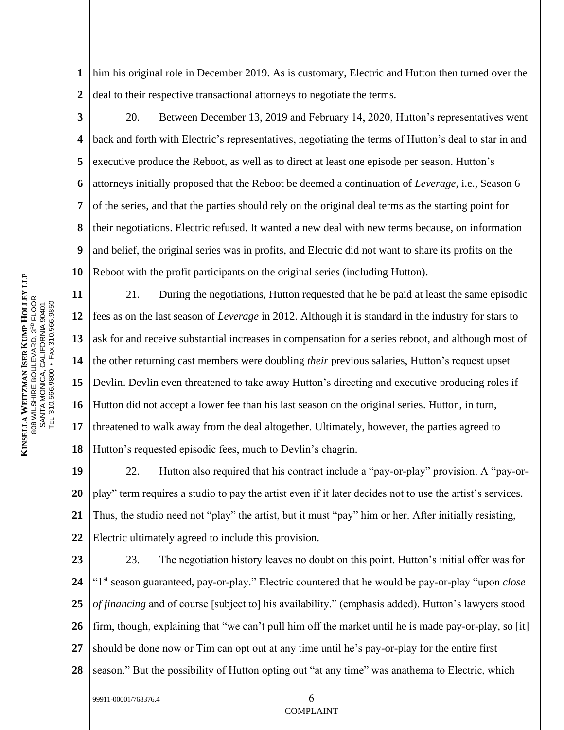him his original role in December 2019. As is customary, Electric and Hutton then turned over the deal to their respective transactional attorneys to negotiate the terms.

20. Between December 13, 2019 and February 14, 2020, Hutton's representatives went back and forth with Electric's representatives, negotiating the terms of Hutton's deal to star in and executive produce the Reboot, as well as to direct at least one episode per season. Hutton's attorneys initially proposed that the Reboot be deemed a continuation of *Leverage*, i.e., Season 6 of the series, and that the parties should rely on the original deal terms as the starting point for their negotiations. Electric refused. It wanted a new deal with new terms because, on information and belief, the original series was in profits, and Electric did not want to share its profits on the Reboot with the profit participants on the original series (including Hutton).

21. During the negotiations, Hutton requested that he be paid at least the same episodic fees as on the last season of *Leverage* in 2012. Although it is standard in the industry for stars to ask for and receive substantial increases in compensation for a series reboot, and although most of the other returning cast members were doubling *their* previous salaries, Hutton's request upset Devlin. Devlin even threatened to take away Hutton's directing and executive producing roles if Hutton did not accept a lower fee than his last season on the original series. Hutton, in turn, threatened to walk away from the deal altogether. Ultimately, however, the parties agreed to Hutton's requested episodic fees, much to Devlin's chagrin.

22. Hutton also required that his contract include a "pay-or-play" provision. A "pay-or-play" term requires a studio to pay the artist even if it later decides not to use the artist's services. Thus, the studio need not "play" the artist, but it must "pay" him or her. After initially resisting, Electric ultimately agreed to include this provision.

23. The negotiation history leaves no doubt on this point. Hutton's initial offer was for "1st season guaranteed, pay-or-play." Electric countered that he would be pay-or-play "upon *close of financing* and of course [subject to] his availability." (emphasis added). Hutton's lawyers stood firm, though, explaining that "we can't pull him off the market until he is made pay-or-play, so [it] should be done now or Tim can opt out at any time until he's pay-or-play for the entire first season." But the possibility of Hutton opting out "at any time" was anathema to Electric, which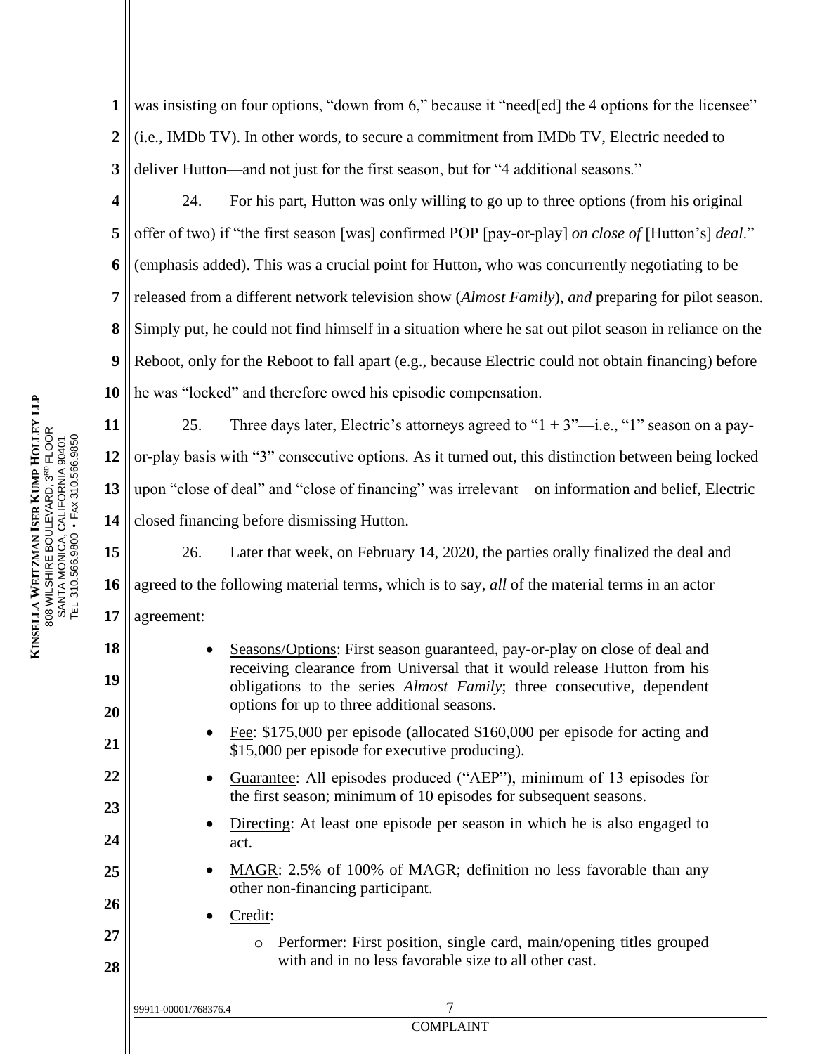was insisting on four options, "down from 6," because it "need[ed] the 4 options for the licensee" (i.e., IMDb TV). In other words, to secure a commitment from IMDb TV, Electric needed to deliver Hutton—and not just for the first season, but for "4 additional seasons."

24. For his part, Hutton was only willing to go up to three options (from his original offer of two) if "the first season [was] confirmed POP [pay-or-play] *on close of* [Hutton's] *deal*." (emphasis added). This was a crucial point for Hutton, who was concurrently negotiating to be released from a different network television show (*Almost Family*), *and* preparing for pilot season. Simply put, he could not find himself in a situation where he sat out pilot season in reliance on the Reboot, only for the Reboot to fall apart (e.g., because Electric could not obtain financing) before he was "locked" and therefore owed his episodic compensation.

25. Three days later, Electric's attorneys agreed to "1 + 3"—i.e., "1" season on a pay-or-play basis with "3" consecutive options. As it turned out, this distinction between being locked upon "close of deal" and "close of financing" was irrelevant—on information and belief, Electric closed financing before dismissing Hutton.

26. Later that week, on February 14, 2020, the parties orally finalized the deal and agreed to the following material terms, which is to say, *all* of the material terms in an actor agreement:

- Seasons/Options: First season guaranteed, pay-or-play on close of deal and receiving clearance from Universal that it would release Hutton from his obligations to the series *Almost Family*; three consecutive, dependent options for up to three additional seasons.
- Fee: $175,000 per episode (allocated $160,000 per episode for acting and $15,000 per episode for executive producing).
- Guarantee: All episodes produced ("AEP"), minimum of 13 episodes for the first season; minimum of 10 episodes for subsequent seasons.
- Directing: At least one episode per season in which he is also engaged to act.
- MAGR: 2.5% of 100% of MAGR; definition no less favorable than any other non-financing participant.
- Credit:
  - Performer: First position, single card, main/opening titles grouped with and in no less favorable size to all other cast.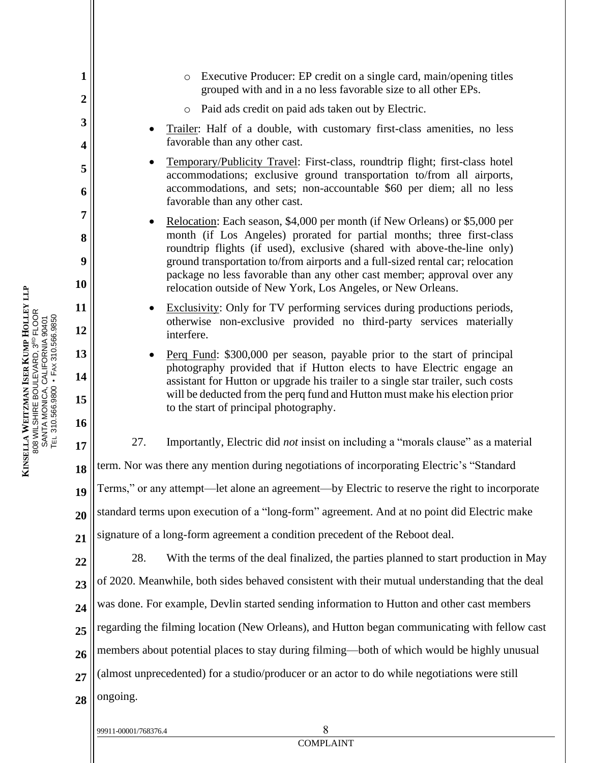- Executive Producer: EP credit on a single card, main/opening titles grouped with and in a no less favorable size to all other EPs.
- Paid ads credit on paid ads taken out by Electric.

- Trailer: Half of a double, with customary first-class amenities, no less favorable than any other cast.
- Temporary/Publicity Travel: First-class, roundtrip flight; first-class hotel accommodations; exclusive ground transportation to/from all airports, accommodations, and sets; non-accountable $60 per diem; all no less favorable than any other cast.
- Relocation: Each season, $4,000 per month (if New Orleans) or $5,000 per month (if Los Angeles) prorated for partial months; three first-class roundtrip flights (if used), exclusive (shared with above-the-line only) ground transportation to/from airports and a full-sized rental car; relocation package no less favorable than any other cast member; approval over any relocation outside of New York, Los Angeles, or New Orleans.
- Exclusivity: Only for TV performing services during productions periods, otherwise non-exclusive provided no third-party services materially interfere.
- Perq Fund: $300,000 per season, payable prior to the start of principal photography provided that if Hutton elects to have Electric engage an assistant for Hutton or upgrade his trailer to a single star trailer, such costs will be deducted from the perq fund and Hutton must make his election prior to the start of principal photography.

27. Importantly, Electric did *not* insist on including a "morals clause" as a material term. Nor was there any mention during negotiations of incorporating Electric's "Standard Terms," or any attempt—let alone an agreement—by Electric to reserve the right to incorporate standard terms upon execution of a "long-form" agreement. And at no point did Electric make signature of a long-form agreement a condition precedent of the Reboot deal.

28. With the terms of the deal finalized, the parties planned to start production in May of 2020. Meanwhile, both sides behaved consistent with their mutual understanding that the deal was done. For example, Devlin started sending information to Hutton and other cast members regarding the filming location (New Orleans), and Hutton began communicating with fellow cast members about potential places to stay during filming—both of which would be highly unusual (almost unprecedented) for a studio/producer or an actor to do while negotiations were still ongoing.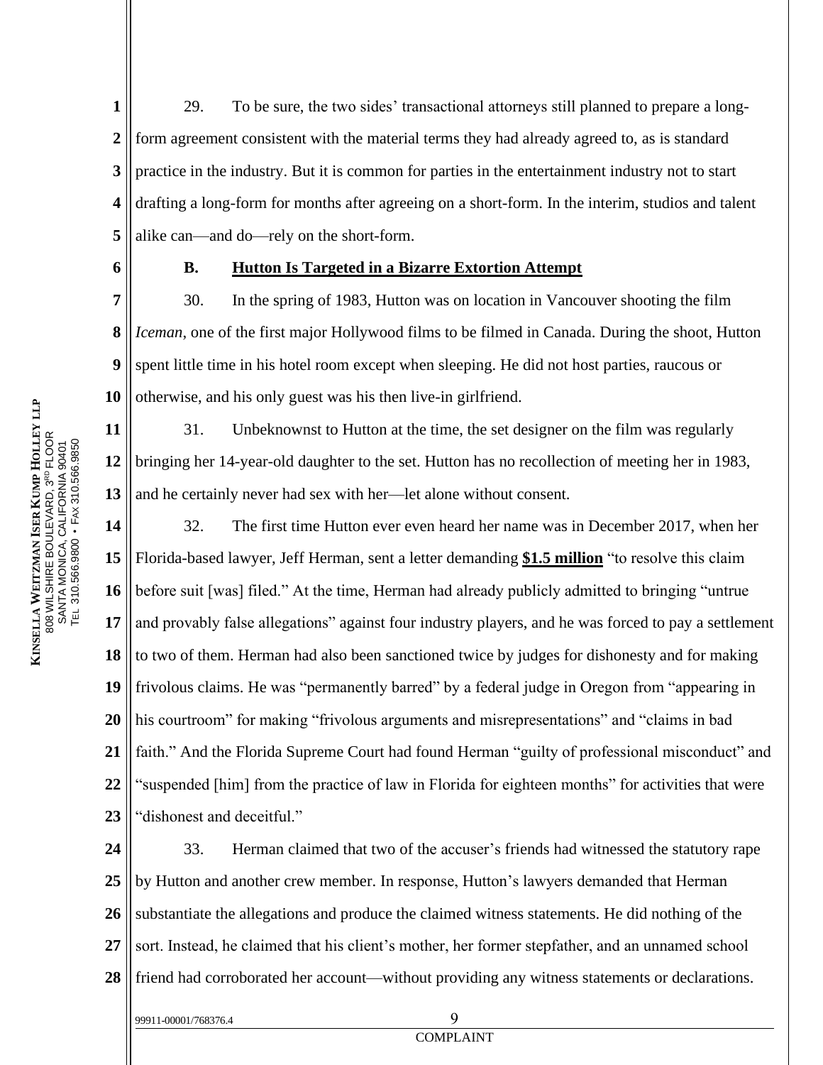29. To be sure, the two sides' transactional attorneys still planned to prepare a long-form agreement consistent with the material terms they had already agreed to, as is standard practice in the industry. But it is common for parties in the entertainment industry not to start drafting a long-form for months after agreeing on a short-form. In the interim, studios and talent alike can—and do—rely on the short-form.

### B. Hutton Is Targeted in a Bizarre Extortion Attempt

30. In the spring of 1983, Hutton was on location in Vancouver shooting the film *Iceman*, one of the first major Hollywood films to be filmed in Canada. During the shoot, Hutton spent little time in his hotel room except when sleeping. He did not host parties, raucous or otherwise, and his only guest was his then live-in girlfriend.

31. Unbeknownst to Hutton at the time, the set designer on the film was regularly bringing her 14-year-old daughter to the set. Hutton has no recollection of meeting her in 1983, and he certainly never had sex with her—let alone without consent.

32. The first time Hutton ever even heard her name was in December 2017, when her Florida-based lawyer, Jeff Herman, sent a letter demanding **$1.5 million** "to resolve this claim before suit [was] filed." At the time, Herman had already publicly admitted to bringing "untrue and provably false allegations" against four industry players, and he was forced to pay a settlement to two of them. Herman had also been sanctioned twice by judges for dishonesty and for making frivolous claims. He was "permanently barred" by a federal judge in Oregon from "appearing in his courtroom" for making "frivolous arguments and misrepresentations" and "claims in bad faith." And the Florida Supreme Court had found Herman "guilty of professional misconduct" and "suspended [him] from the practice of law in Florida for eighteen months" for activities that were "dishonest and deceitful."

33. Herman claimed that two of the accuser's friends had witnessed the statutory rape by Hutton and another crew member. In response, Hutton's lawyers demanded that Herman substantiate the allegations and produce the claimed witness statements. He did nothing of the sort. Instead, he claimed that his client's mother, her former stepfather, and an unnamed school friend had corroborated her account—without providing any witness statements or declarations.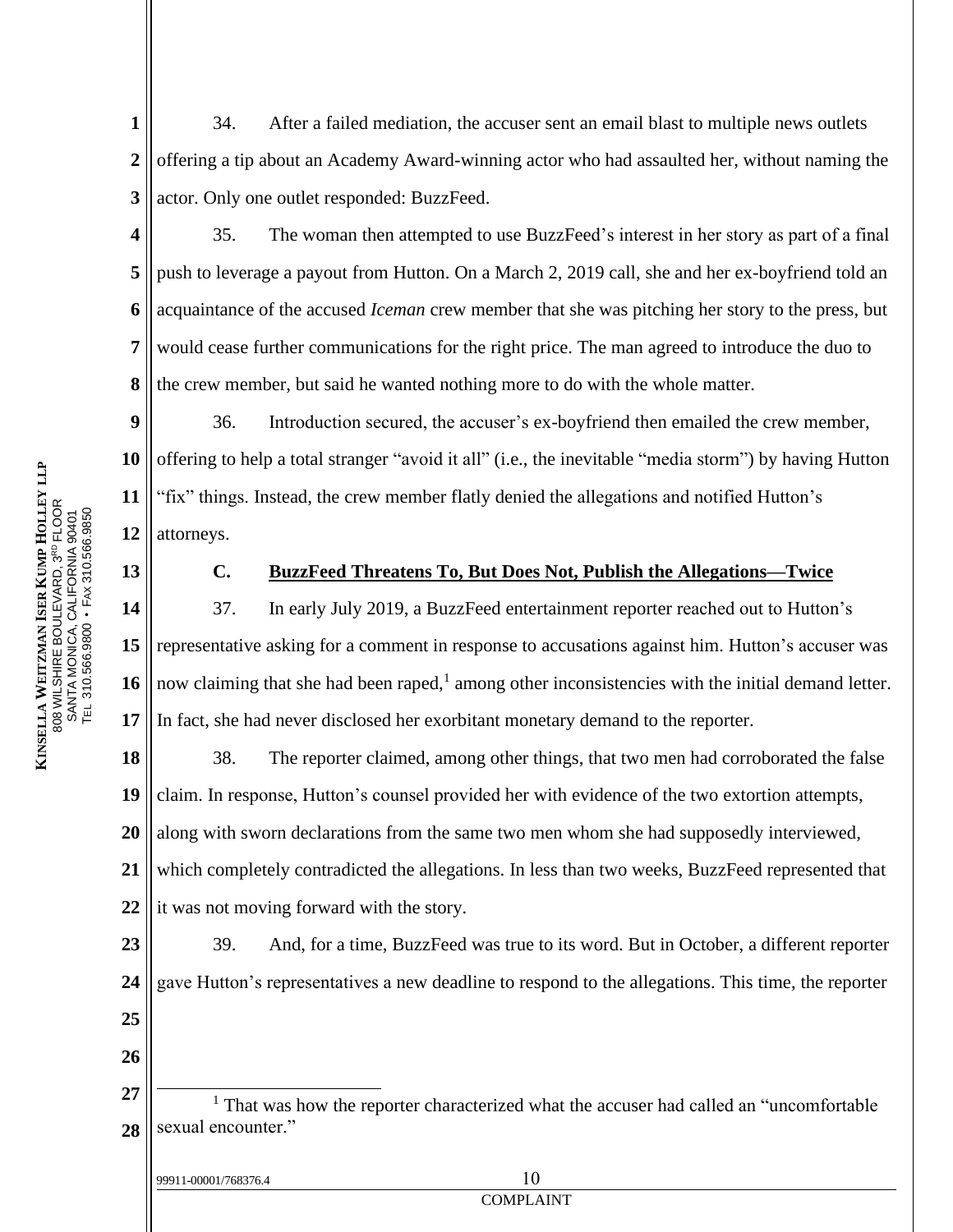34. After a failed mediation, the accuser sent an email blast to multiple news outlets offering a tip about an Academy Award-winning actor who had assaulted her, without naming the actor. Only one outlet responded: BuzzFeed.

35. The woman then attempted to use BuzzFeed's interest in her story as part of a final push to leverage a payout from Hutton. On a March 2, 2019 call, she and her ex-boyfriend told an acquaintance of the accused *Iceman* crew member that she was pitching her story to the press, but would cease further communications for the right price. The man agreed to introduce the duo to the crew member, but said he wanted nothing more to do with the whole matter.

36. Introduction secured, the accuser's ex-boyfriend then emailed the crew member, offering to help a total stranger "avoid it all" (i.e., the inevitable "media storm") by having Hutton "fix" things. Instead, the crew member flatly denied the allegations and notified Hutton's attorneys.

### C. BuzzFeed Threatens To, But Does Not, Publish the Allegations—Twice

37. In early July 2019, a BuzzFeed entertainment reporter reached out to Hutton's representative asking for a comment in response to accusations against him. Hutton's accuser was now claiming that she had been raped,[1] among other inconsistencies with the initial demand letter. In fact, she had never disclosed her exorbitant monetary demand to the reporter.

38. The reporter claimed, among other things, that two men had corroborated the false claim. In response, Hutton's counsel provided her with evidence of the two extortion attempts, along with sworn declarations from the same two men whom she had supposedly interviewed, which completely contradicted the allegations. In less than two weeks, BuzzFeed represented that it was not moving forward with the story.

39. And, for a time, BuzzFeed was true to its word. But in October, a different reporter gave Hutton's representatives a new deadline to respond to the allegations. This time, the reporter

[1] That was how the reporter characterized what the accuser had called an "uncomfortable sexual encounter."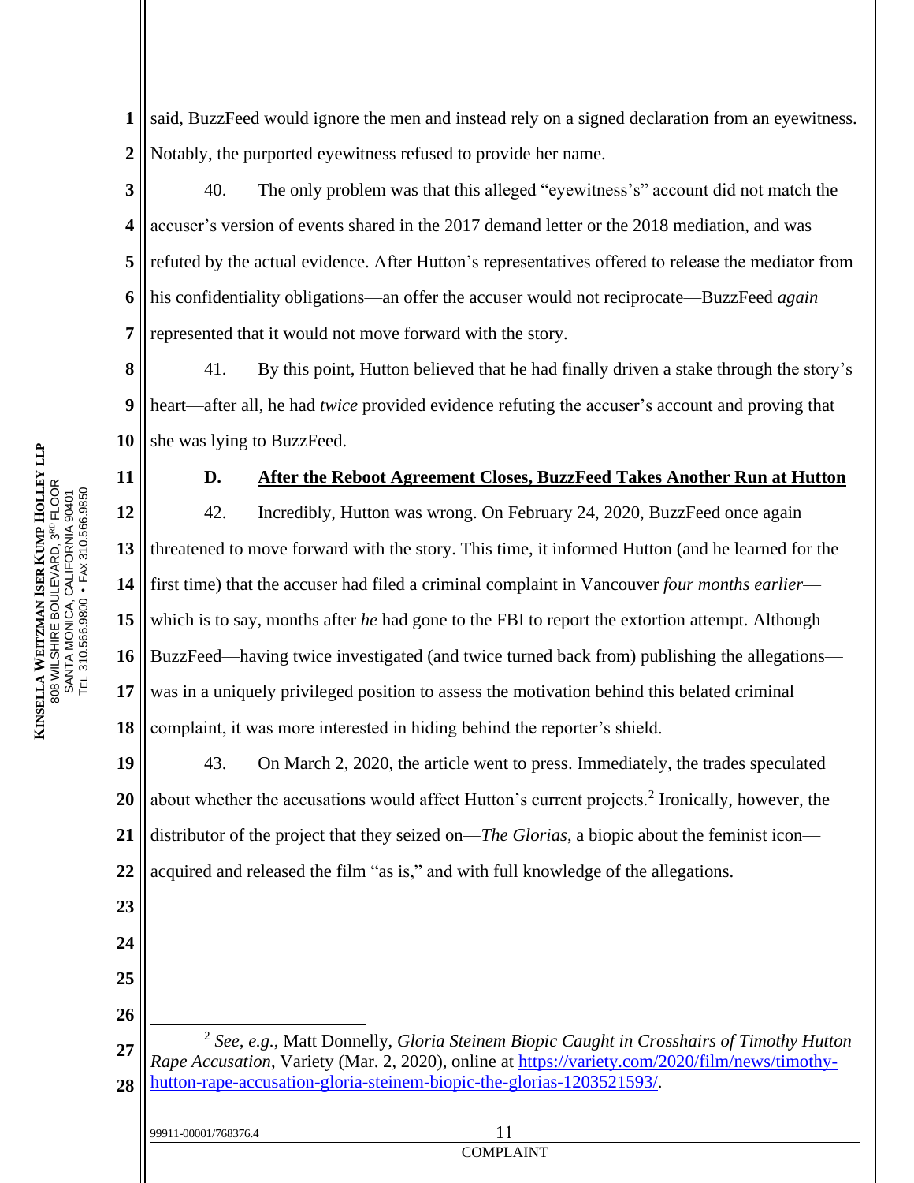said, BuzzFeed would ignore the men and instead rely on a signed declaration from an eyewitness. Notably, the purported eyewitness refused to provide her name.

40. The only problem was that this alleged "eyewitness's" account did not match the accuser's version of events shared in the 2017 demand letter or the 2018 mediation, and was refuted by the actual evidence. After Hutton's representatives offered to release the mediator from his confidentiality obligations—an offer the accuser would not reciprocate—BuzzFeed *again* represented that it would not move forward with the story.

41. By this point, Hutton believed that he had finally driven a stake through the story's heart—after all, he had *twice* provided evidence refuting the accuser's account and proving that she was lying to BuzzFeed.

### D. After the Reboot Agreement Closes, BuzzFeed Takes Another Run at Hutton

42. Incredibly, Hutton was wrong. On February 24, 2020, BuzzFeed once again threatened to move forward with the story. This time, it informed Hutton (and he learned for the first time) that the accuser had filed a criminal complaint in Vancouver *four months earlier*—which is to say, months after *he* had gone to the FBI to report the extortion attempt. Although BuzzFeed—having twice investigated (and twice turned back from) publishing the allegations—was in a uniquely privileged position to assess the motivation behind this belated criminal complaint, it was more interested in hiding behind the reporter's shield.

43. On March 2, 2020, the article went to press. Immediately, the trades speculated about whether the accusations would affect Hutton's current projects.[2] Ironically, however, the distributor of the project that they seized on—*The Glorias*, a biopic about the feminist icon—acquired and released the film "as is," and with full knowledge of the allegations.

---

[2] *See, e.g.*, Matt Donnelly, *Gloria Steinem Biopic Caught in Crosshairs of Timothy Hutton Rape Accusation*, Variety (Mar. 2, 2020), online at https://variety.com/2020/film/news/timothy-hutton-rape-accusation-gloria-steinem-biopic-the-glorias-1203521593/.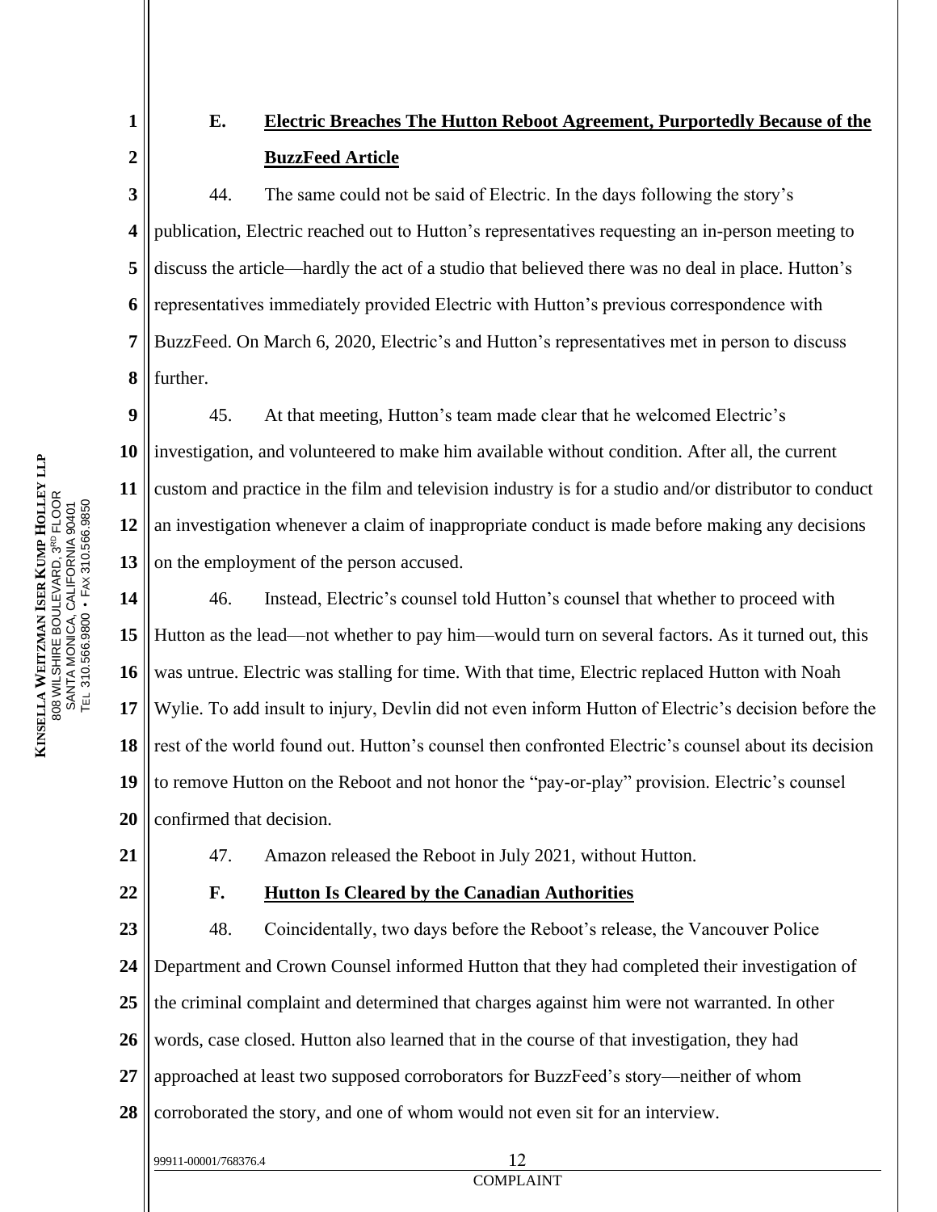### E. <u>Electric Breaches The Hutton Reboot Agreement, Purportedly Because of the BuzzFeed Article</u>

44. The same could not be said of Electric. In the days following the story's publication, Electric reached out to Hutton's representatives requesting an in-person meeting to discuss the article—hardly the act of a studio that believed there was no deal in place. Hutton's representatives immediately provided Electric with Hutton's previous correspondence with BuzzFeed. On March 6, 2020, Electric's and Hutton's representatives met in person to discuss further.

45. At that meeting, Hutton's team made clear that he welcomed Electric's investigation, and volunteered to make him available without condition. After all, the current custom and practice in the film and television industry is for a studio and/or distributor to conduct an investigation whenever a claim of inappropriate conduct is made before making any decisions on the employment of the person accused.

46. Instead, Electric's counsel told Hutton's counsel that whether to proceed with Hutton as the lead—not whether to pay him—would turn on several factors. As it turned out, this was untrue. Electric was stalling for time. With that time, Electric replaced Hutton with Noah Wylie. To add insult to injury, Devlin did not even inform Hutton of Electric's decision before the rest of the world found out. Hutton's counsel then confronted Electric's counsel about its decision to remove Hutton on the Reboot and not honor the "pay-or-play" provision. Electric's counsel confirmed that decision.

47. Amazon released the Reboot in July 2021, without Hutton.

### F. <u>Hutton Is Cleared by the Canadian Authorities</u>

48. Coincidentally, two days before the Reboot's release, the Vancouver Police Department and Crown Counsel informed Hutton that they had completed their investigation of the criminal complaint and determined that charges against him were not warranted. In other words, case closed. Hutton also learned that in the course of that investigation, they had approached at least two supposed corroborators for BuzzFeed's story—neither of whom corroborated the story, and one of whom would not even sit for an interview.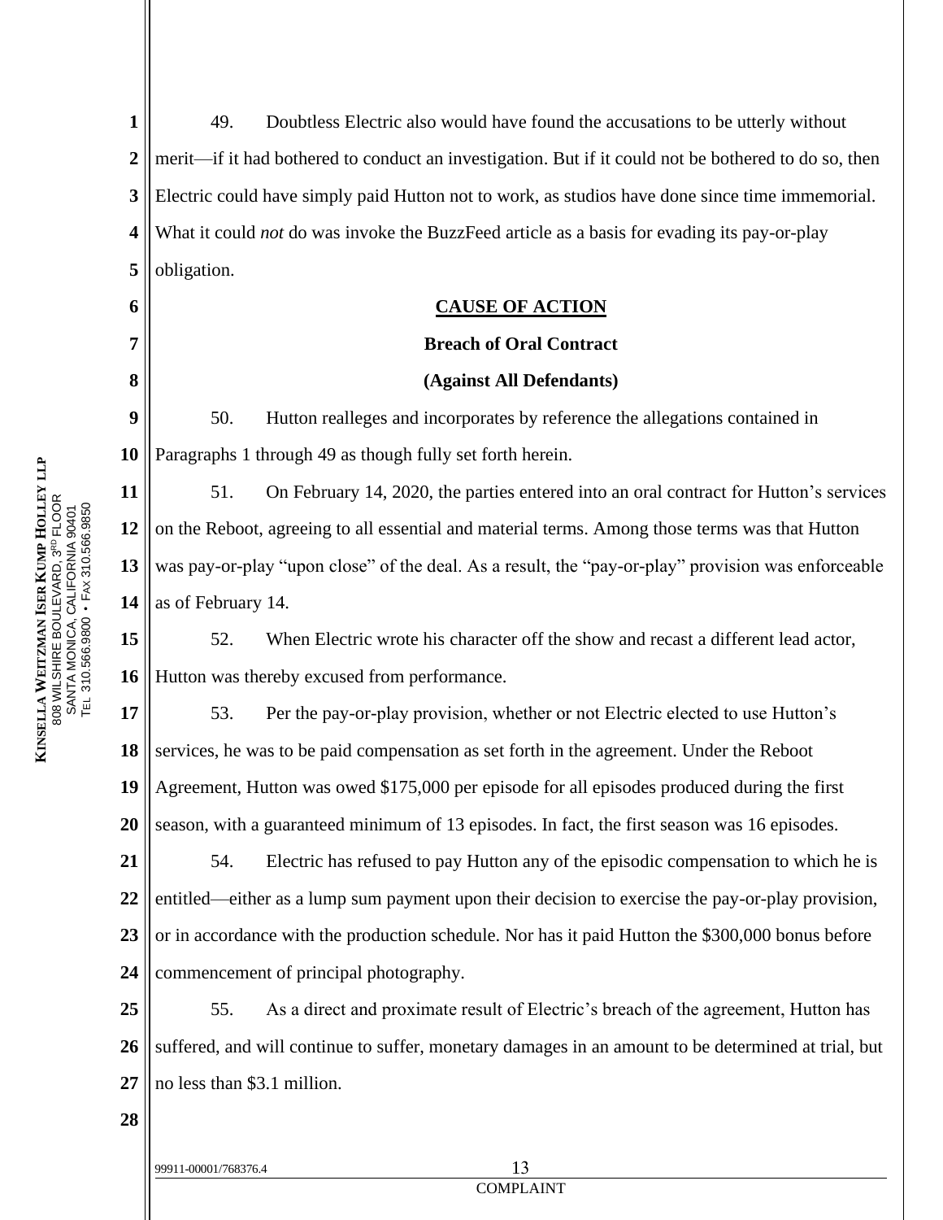49. Doubtless Electric also would have found the accusations to be utterly without merit—if it had bothered to conduct an investigation. But if it could not be bothered to do so, then Electric could have simply paid Hutton not to work, as studios have done since time immemorial. What it could *not* do was invoke the BuzzFeed article as a basis for evading its pay-or-play obligation.

## CAUSE OF ACTION

### Breach of Oral Contract

### (Against All Defendants)

50. Hutton realleges and incorporates by reference the allegations contained in Paragraphs 1 through 49 as though fully set forth herein.

51. On February 14, 2020, the parties entered into an oral contract for Hutton's services on the Reboot, agreeing to all essential and material terms. Among those terms was that Hutton was pay-or-play "upon close" of the deal. As a result, the "pay-or-play" provision was enforceable as of February 14.

52. When Electric wrote his character off the show and recast a different lead actor, Hutton was thereby excused from performance.

53. Per the pay-or-play provision, whether or not Electric elected to use Hutton's services, he was to be paid compensation as set forth in the agreement. Under the Reboot Agreement, Hutton was owed $175,000 per episode for all episodes produced during the first season, with a guaranteed minimum of 13 episodes. In fact, the first season was 16 episodes.

54. Electric has refused to pay Hutton any of the episodic compensation to which he is entitled—either as a lump sum payment upon their decision to exercise the pay-or-play provision, or in accordance with the production schedule. Nor has it paid Hutton the $300,000 bonus before commencement of principal photography.

55. As a direct and proximate result of Electric's breach of the agreement, Hutton has suffered, and will continue to suffer, monetary damages in an amount to be determined at trial, but no less than $3.1 million.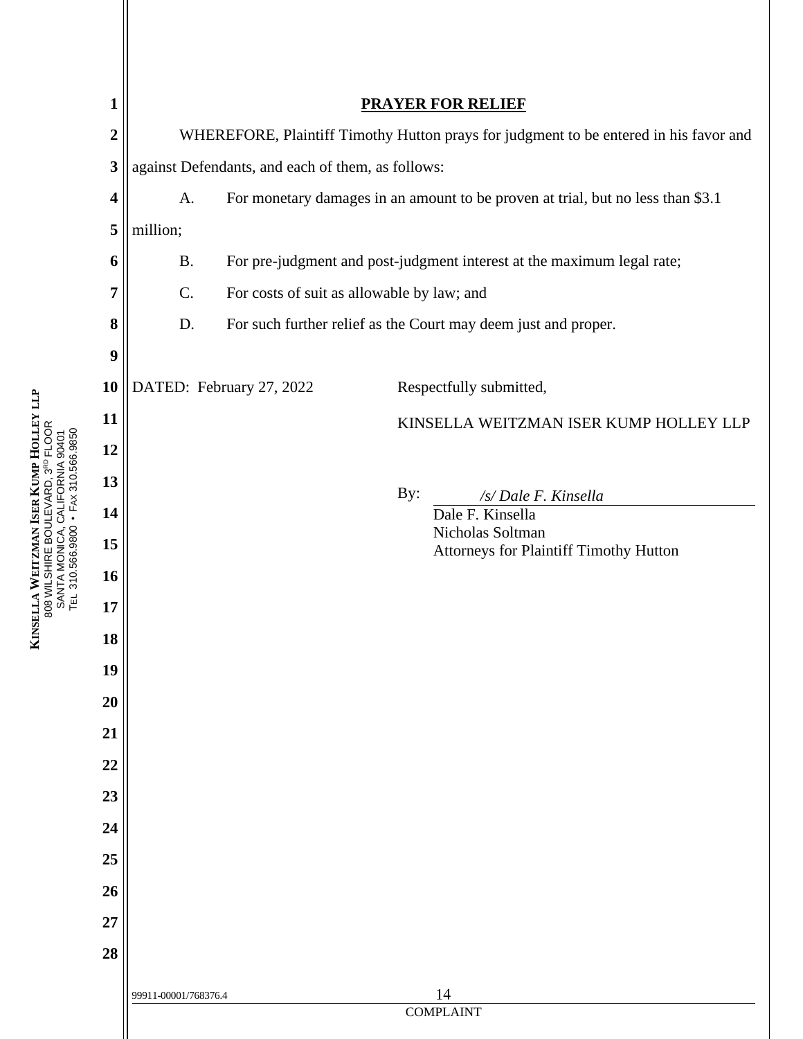## PRAYER FOR RELIEF

WHEREFORE, Plaintiff Timothy Hutton prays for judgment to be entered in his favor and against Defendants, and each of them, as follows:

A. For monetary damages in an amount to be proven at trial, but no less than $3.1 million;

B. For pre-judgment and post-judgment interest at the maximum legal rate;

C. For costs of suit as allowable by law; and

D. For such further relief as the Court may deem just and proper.

DATED: February 27, 2022

Respectfully submitted,

KINSELLA WEITZMAN ISER KUMP HOLLEY LLP

By: */s/ Dale F. Kinsella*
Dale F. Kinsella
Nicholas Soltman
Attorneys for Plaintiff Timothy Hutton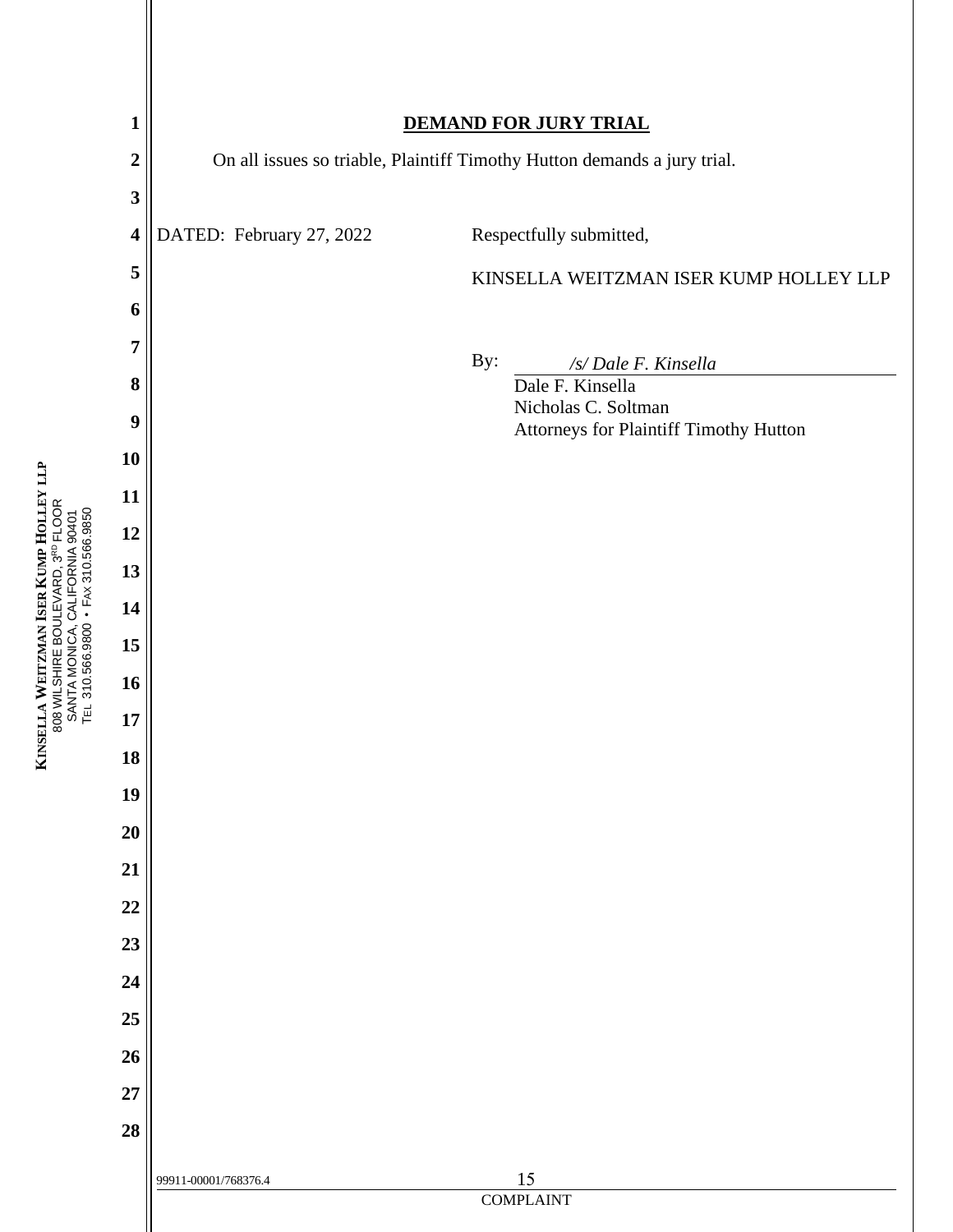## DEMAND FOR JURY TRIAL

On all issues so triable, Plaintiff Timothy Hutton demands a jury trial.

DATED: February 27, 2022

Respectfully submitted,

KINSELLA WEITZMAN ISER KUMP HOLLEY LLP

By: */s/ Dale F. Kinsella*
Dale F. Kinsella
Nicholas C. Soltman
Attorneys for Plaintiff Timothy Hutton